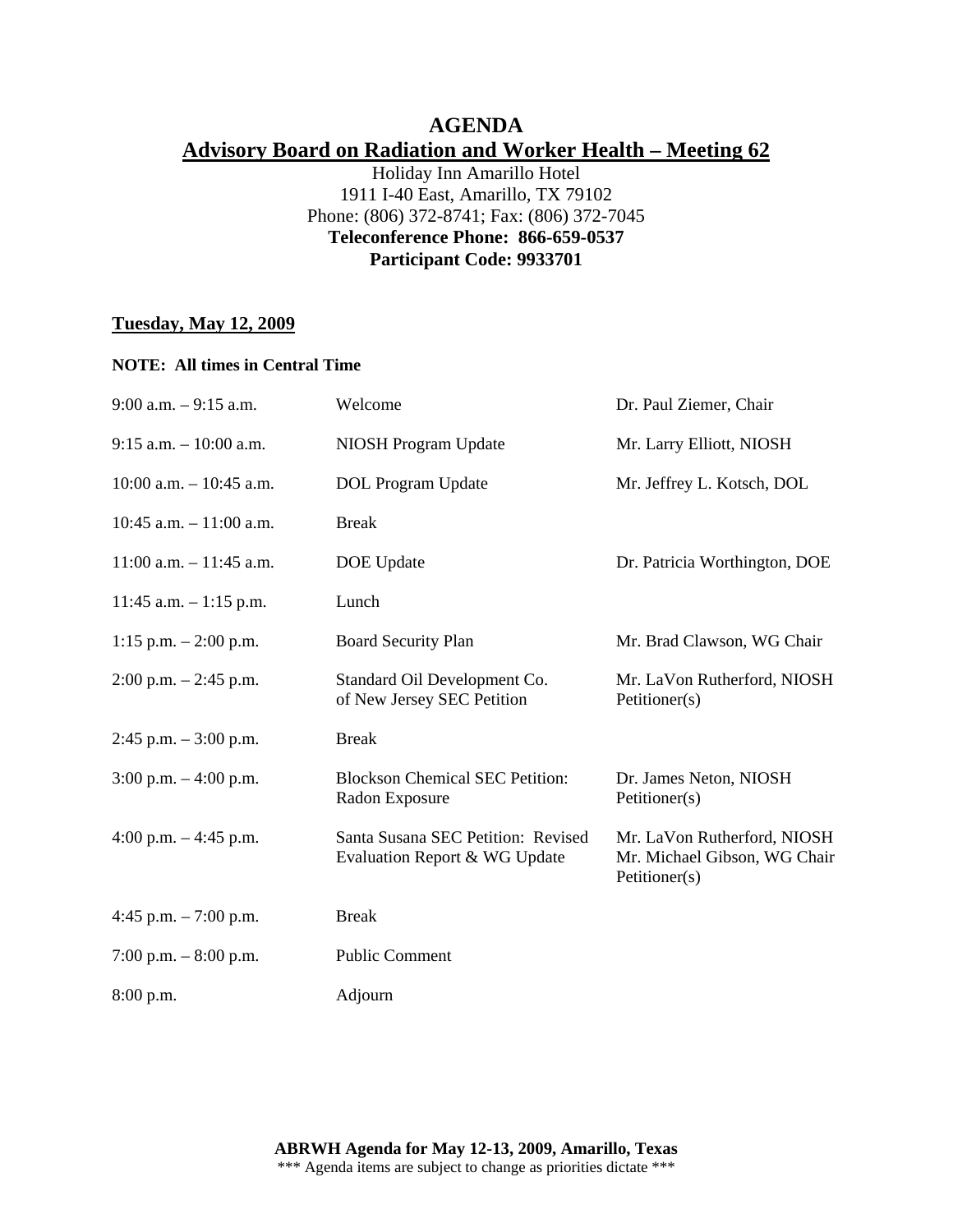# AGENDA

## Advisory Board on Radiation and Worker Health – Meeting 62

Holiday Inn Amarillo Hotel
1911 I-40 East, Amarillo, TX 79102
Phone: (806) 372-8741; Fax: (806) 372-7045
**Teleconference Phone: 866-659-0537**
**Participant Code: 9933701**

### Tuesday, May 12, 2009

**NOTE: All times in Central Time**

| Time | Item | Presenter |
|---|---|---|
| 9:00 a.m. – 9:15 a.m. | Welcome | Dr. Paul Ziemer, Chair |
| 9:15 a.m. – 10:00 a.m. | NIOSH Program Update | Mr. Larry Elliott, NIOSH |
| 10:00 a.m. – 10:45 a.m. | DOL Program Update | Mr. Jeffrey L. Kotsch, DOL |
| 10:45 a.m. – 11:00 a.m. | Break | |
| 11:00 a.m. – 11:45 a.m. | DOE Update | Dr. Patricia Worthington, DOE |
| 11:45 a.m. – 1:15 p.m. | Lunch | |
| 1:15 p.m. – 2:00 p.m. | Board Security Plan | Mr. Brad Clawson, WG Chair |
| 2:00 p.m. – 2:45 p.m. | Standard Oil Development Co. of New Jersey SEC Petition | Mr. LaVon Rutherford, NIOSH<br>Petitioner(s) |
| 2:45 p.m. – 3:00 p.m. | Break | |
| 3:00 p.m. – 4:00 p.m. | Blockson Chemical SEC Petition: Radon Exposure | Dr. James Neton, NIOSH<br>Petitioner(s) |
| 4:00 p.m. – 4:45 p.m. | Santa Susana SEC Petition: Revised Evaluation Report & WG Update | Mr. LaVon Rutherford, NIOSH<br>Mr. Michael Gibson, WG Chair<br>Petitioner(s) |
| 4:45 p.m. – 7:00 p.m. | Break | |
| 7:00 p.m. – 8:00 p.m. | Public Comment | |
| 8:00 p.m. | Adjourn | |

**ABRWH Agenda for May 12-13, 2009, Amarillo, Texas**
\*\*\* Agenda items are subject to change as priorities dictate \*\*\*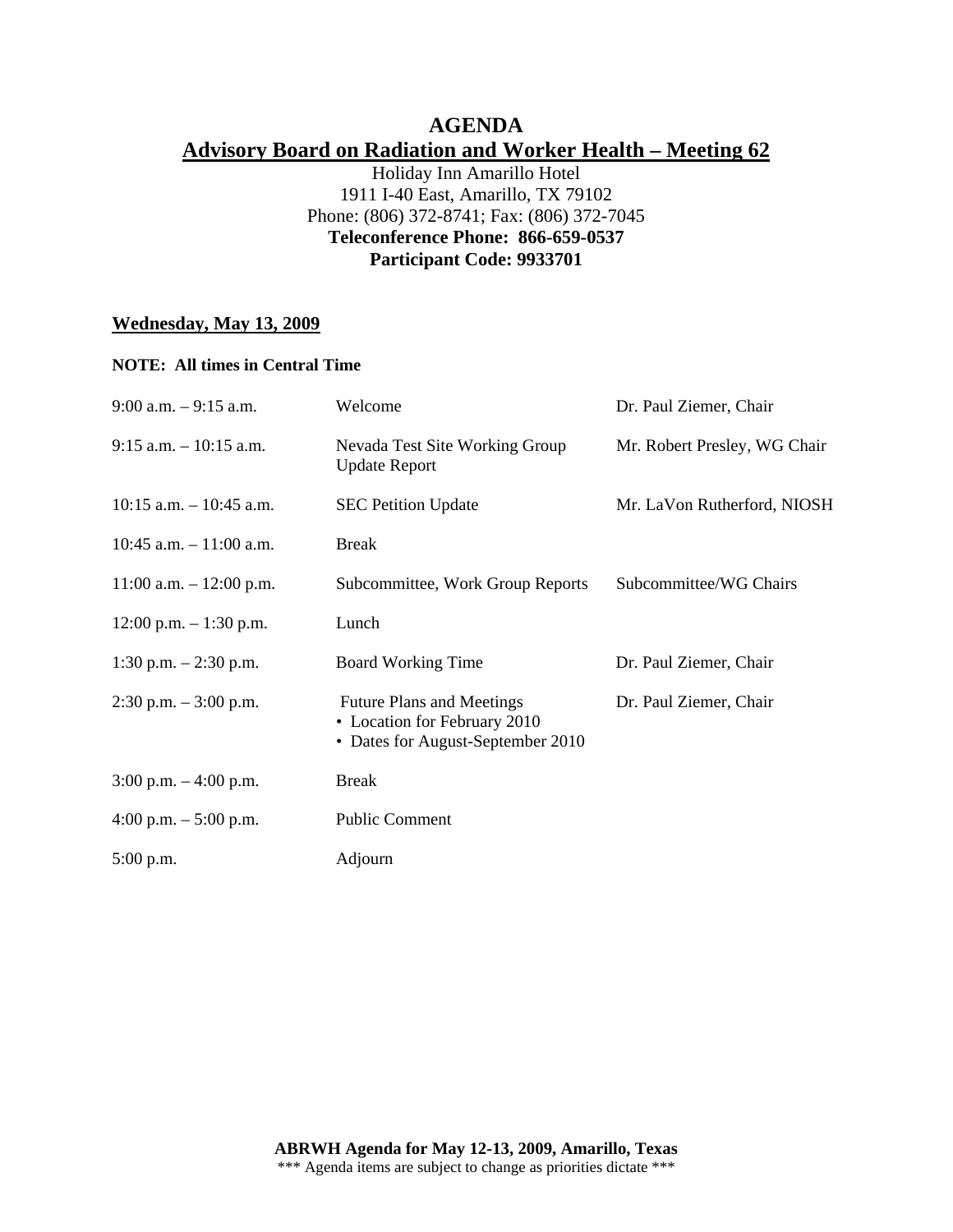# AGENDA

## Advisory Board on Radiation and Worker Health – Meeting 62

Holiday Inn Amarillo Hotel
1911 I-40 East, Amarillo, TX 79102
Phone: (806) 372-8741; Fax: (806) 372-7045
**Teleconference Phone: 866-659-0537**
**Participant Code: 9933701**

**Wednesday, May 13, 2009**

**NOTE: All times in Central Time**

| | | |
|---|---|---|
| 9:00 a.m. – 9:15 a.m. | Welcome | Dr. Paul Ziemer, Chair |
| 9:15 a.m. – 10:15 a.m. | Nevada Test Site Working Group Update Report | Mr. Robert Presley, WG Chair |
| 10:15 a.m. – 10:45 a.m. | SEC Petition Update | Mr. LaVon Rutherford, NIOSH |
| 10:45 a.m. – 11:00 a.m. | Break | |
| 11:00 a.m. – 12:00 p.m. | Subcommittee, Work Group Reports | Subcommittee/WG Chairs |
| 12:00 p.m. – 1:30 p.m. | Lunch | |
| 1:30 p.m. – 2:30 p.m. | Board Working Time | Dr. Paul Ziemer, Chair |
| 2:30 p.m. – 3:00 p.m. | Future Plans and Meetings<br>• Location for February 2010<br>• Dates for August-September 2010 | Dr. Paul Ziemer, Chair |
| 3:00 p.m. – 4:00 p.m. | Break | |
| 4:00 p.m. – 5:00 p.m. | Public Comment | |
| 5:00 p.m. | Adjourn | |

**ABRWH Agenda for May 12-13, 2009, Amarillo, Texas**
\*\*\* Agenda items are subject to change as priorities dictate \*\*\*